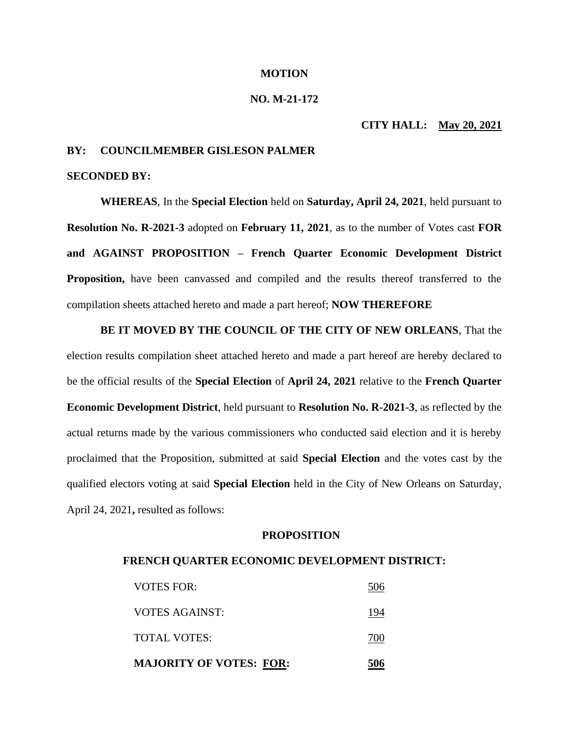**MOTION**

**NO. M-21-172**

**CITY HALL: May 20, 2021**

**BY: COUNCILMEMBER GISLESON PALMER**

**SECONDED BY:**

**WHEREAS**, In the **Special Election** held on **Saturday, April 24, 2021**, held pursuant to **Resolution No. R-2021-3** adopted on **February 11, 2021**, as to the number of Votes cast **FOR and AGAINST PROPOSITION – French Quarter Economic Development District Proposition,** have been canvassed and compiled and the results thereof transferred to the compilation sheets attached hereto and made a part hereof; **NOW THEREFORE**

**BE IT MOVED BY THE COUNCIL OF THE CITY OF NEW ORLEANS**, That the election results compilation sheet attached hereto and made a part hereof are hereby declared to be the official results of the **Special Election** of **April 24, 2021** relative to the **French Quarter Economic Development District**, held pursuant to **Resolution No. R-2021-3**, as reflected by the actual returns made by the various commissioners who conducted said election and it is hereby proclaimed that the Proposition, submitted at said **Special Election** and the votes cast by the qualified electors voting at said **Special Election** held in the City of New Orleans on Saturday, April 24, 2021**,** resulted as follows:

**PROPOSITION**

**FRENCH QUARTER ECONOMIC DEVELOPMENT DISTRICT:**

| | |
|---|---|
| VOTES FOR: | 506 |
| VOTES AGAINST: | 194 |
| TOTAL VOTES: | 700 |
| **MAJORITY OF VOTES: FOR:** | **506** |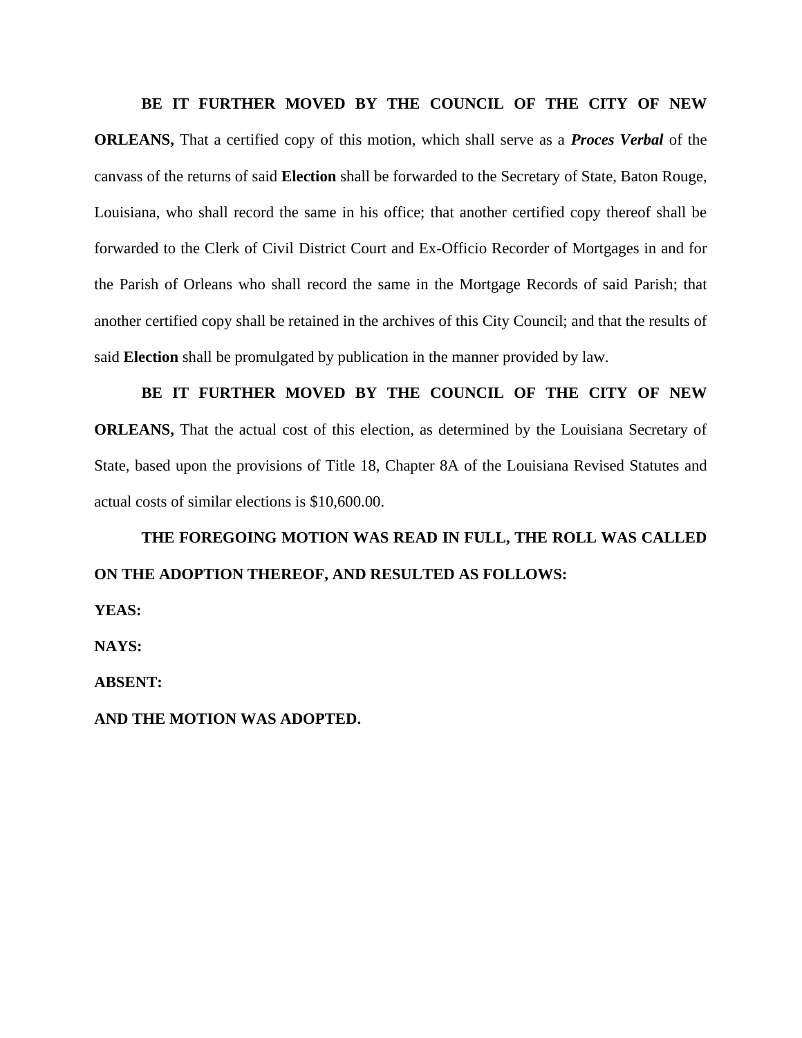**BE IT FURTHER MOVED BY THE COUNCIL OF THE CITY OF NEW ORLEANS,** That a certified copy of this motion, which shall serve as a ***Proces Verbal*** of the canvass of the returns of said **Election** shall be forwarded to the Secretary of State, Baton Rouge, Louisiana, who shall record the same in his office; that another certified copy thereof shall be forwarded to the Clerk of Civil District Court and Ex-Officio Recorder of Mortgages in and for the Parish of Orleans who shall record the same in the Mortgage Records of said Parish; that another certified copy shall be retained in the archives of this City Council; and that the results of said **Election** shall be promulgated by publication in the manner provided by law.

**BE IT FURTHER MOVED BY THE COUNCIL OF THE CITY OF NEW ORLEANS,** That the actual cost of this election, as determined by the Louisiana Secretary of State, based upon the provisions of Title 18, Chapter 8A of the Louisiana Revised Statutes and actual costs of similar elections is $10,600.00.

**THE FOREGOING MOTION WAS READ IN FULL, THE ROLL WAS CALLED ON THE ADOPTION THEREOF, AND RESULTED AS FOLLOWS:**

**YEAS:**

**NAYS:**

**ABSENT:**

**AND THE MOTION WAS ADOPTED.**